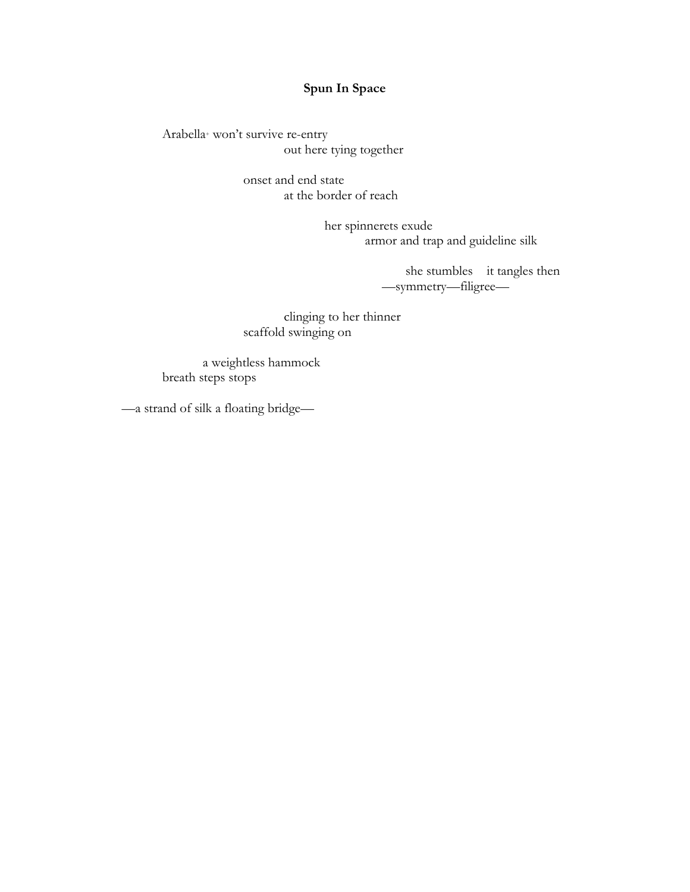**Spun In Space**

Arabella[+] won't survive re-entry
out here tying together

onset and end state
at the border of reach

her spinnerets exude
armor and trap and guideline silk

she stumbles    it tangles then
—symmetry—filigree—

clinging to her thinner
scaffold swinging on

a weightless hammock
breath steps stops

—a strand of silk a floating bridge—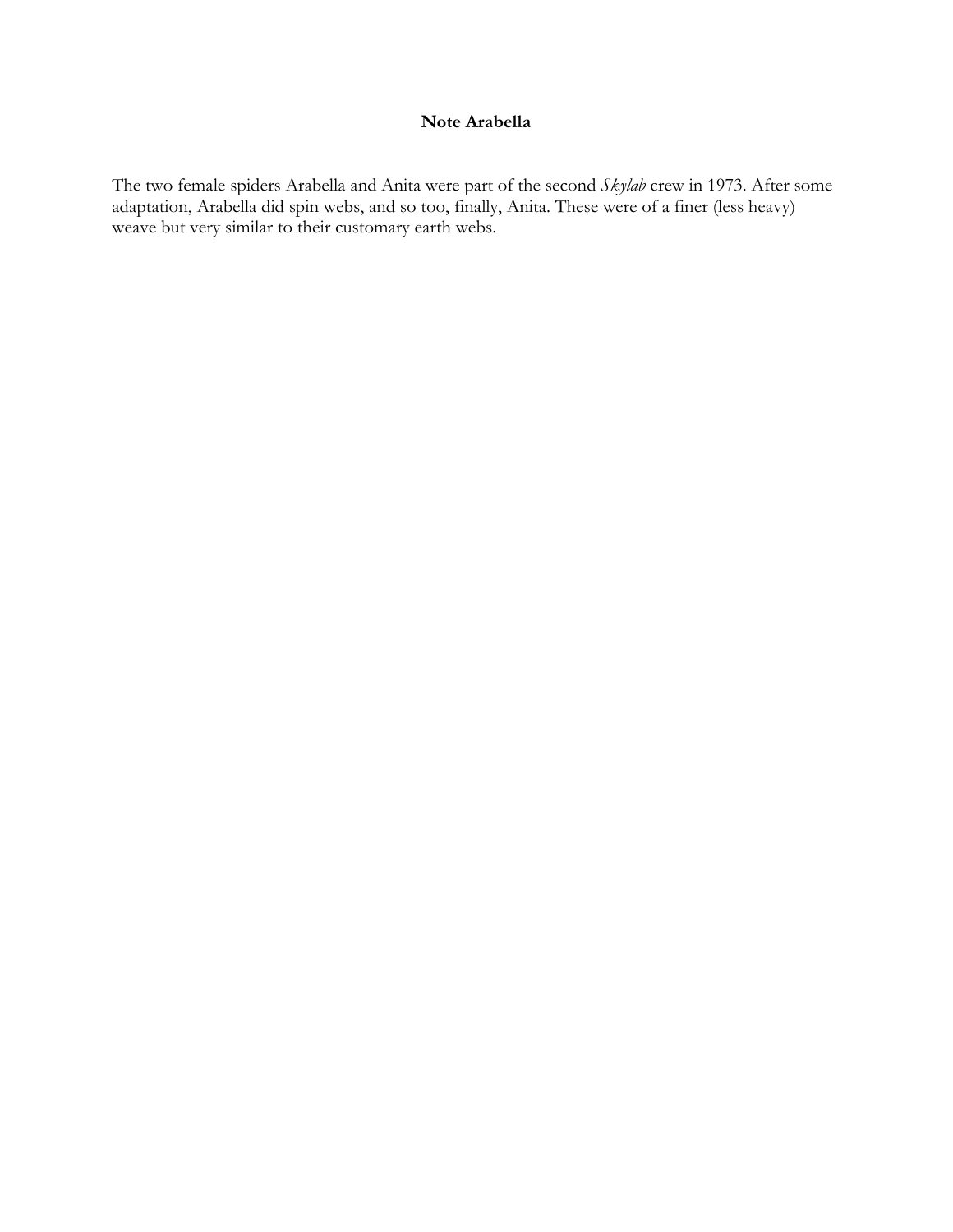**Note Arabella**

The two female spiders Arabella and Anita were part of the second *Skylab* crew in 1973. After some adaptation, Arabella did spin webs, and so too, finally, Anita. These were of a finer (less heavy) weave but very similar to their customary earth webs.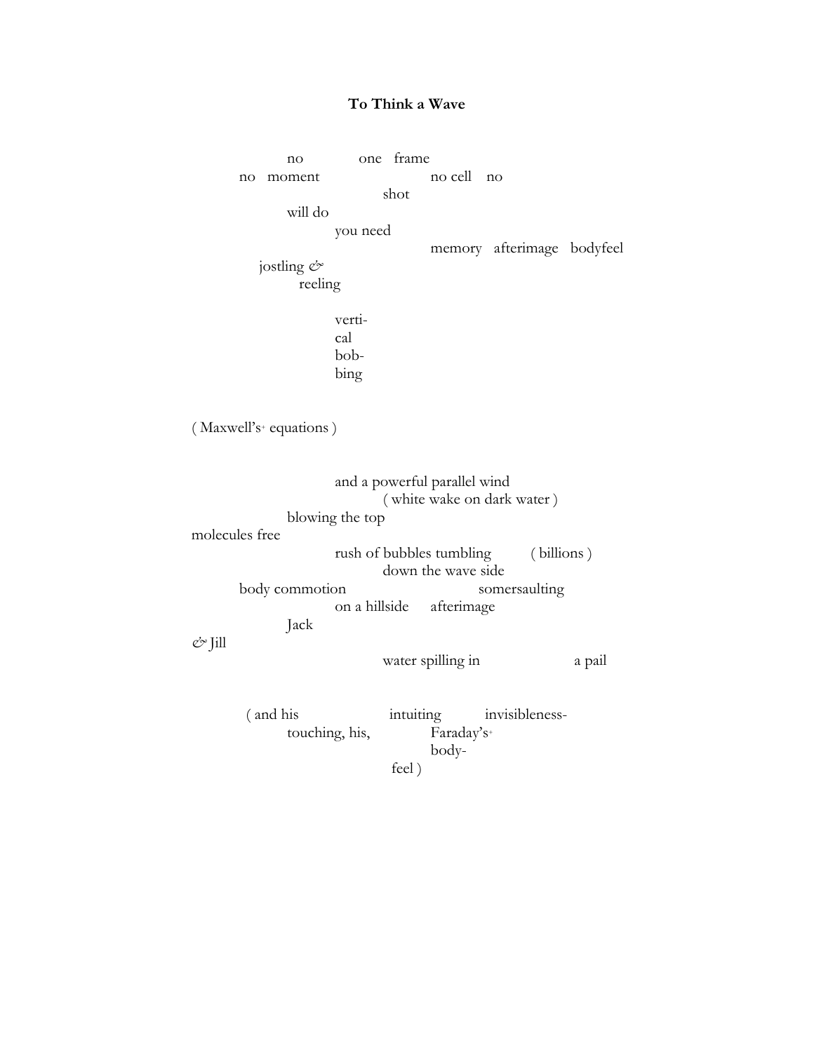**To Think a Wave**

no          one   frame  
no   moment          no cell   no  
shot  
will do  
you need  
memory   afterimage   bodyfeel  
jostling &  
reeling

verti-  
cal  
bob-  
bing

( Maxwell's+ equations )

and a powerful parallel wind  
( white wake on dark water )  
blowing the top  
molecules free  
rush of bubbles tumbling      ( billions )  
down the wave side  
body commotion          somersaulting  
on a hillside   afterimage  
Jack  
& Jill  
water spilling in          a pail

( and his          intuiting       invisibleness-  
touching, his,       Faraday's+  
body-  
feel )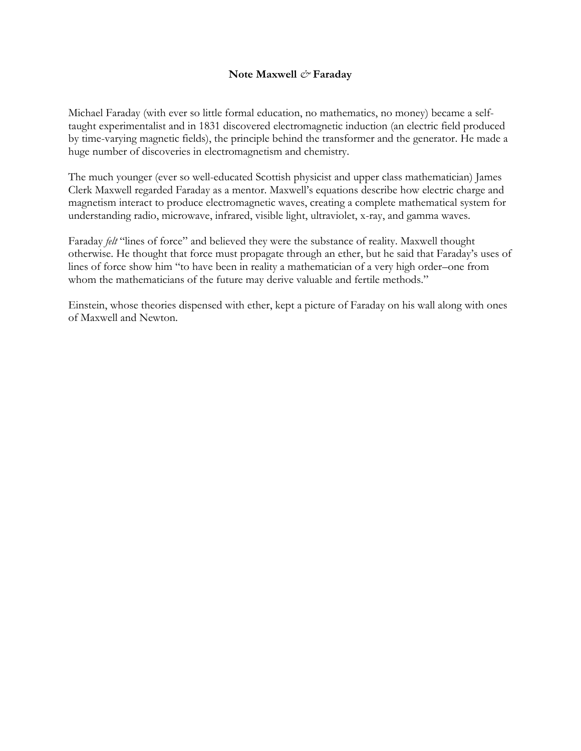**Note Maxwell *&* Faraday**

Michael Faraday (with ever so little formal education, no mathematics, no money) became a self-taught experimentalist and in 1831 discovered electromagnetic induction (an electric field produced by time-varying magnetic fields), the principle behind the transformer and the generator. He made a huge number of discoveries in electromagnetism and chemistry.

The much younger (ever so well-educated Scottish physicist and upper class mathematician) James Clerk Maxwell regarded Faraday as a mentor. Maxwell's equations describe how electric charge and magnetism interact to produce electromagnetic waves, creating a complete mathematical system for understanding radio, microwave, infrared, visible light, ultraviolet, x-ray, and gamma waves.

Faraday *felt* "lines of force" and believed they were the substance of reality. Maxwell thought otherwise. He thought that force must propagate through an ether, but he said that Faraday's uses of lines of force show him "to have been in reality a mathematician of a very high order–one from whom the mathematicians of the future may derive valuable and fertile methods."

Einstein, whose theories dispensed with ether, kept a picture of Faraday on his wall along with ones of Maxwell and Newton.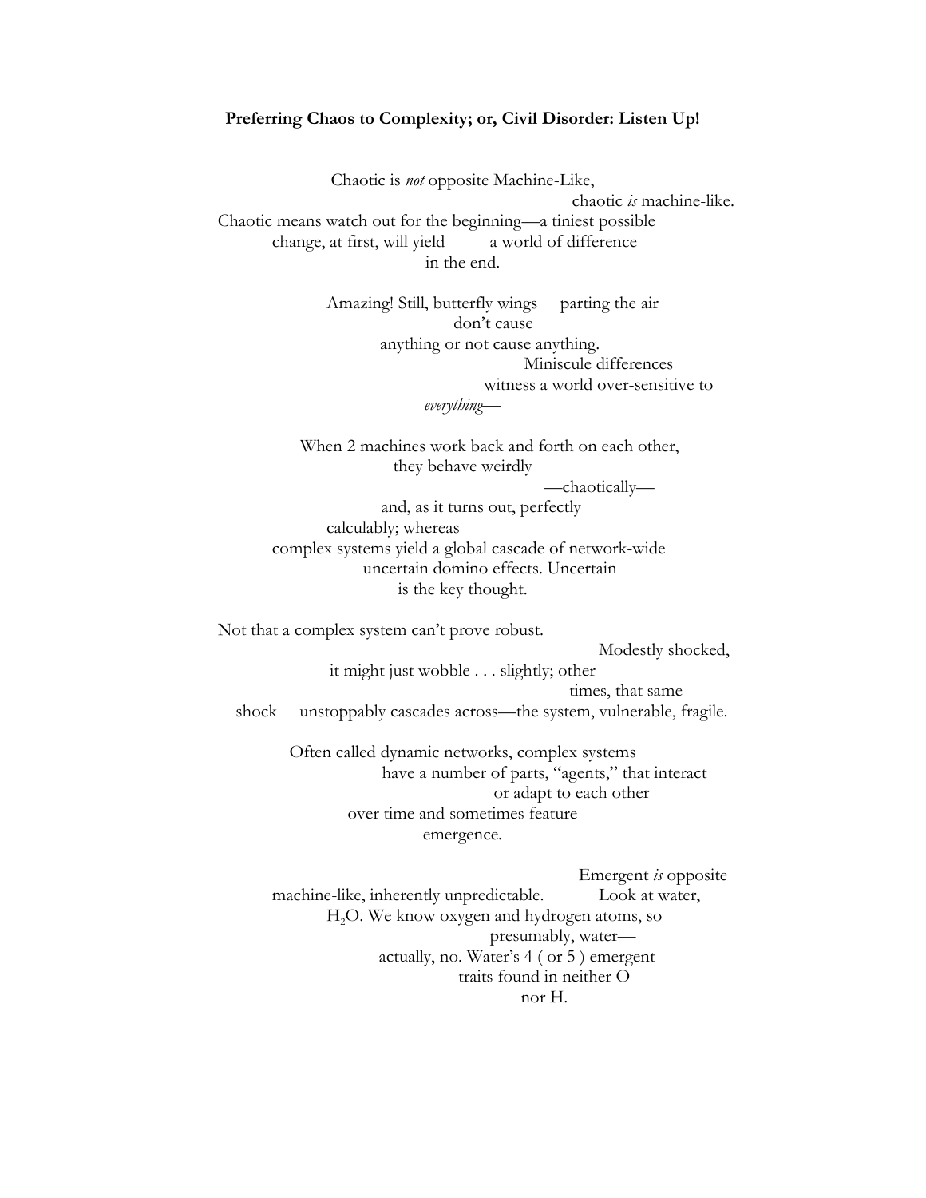**Preferring Chaos to Complexity; or, Civil Disorder: Listen Up!**

Chaotic is *not* opposite Machine-Like,
chaotic *is* machine-like.
Chaotic means watch out for the beginning—a tiniest possible
change, at first, will yield a world of difference
in the end.

Amazing! Still, butterfly wings parting the air
don't cause
anything or not cause anything.
Miniscule differences
witness a world over-sensitive to
*everything*—

When 2 machines work back and forth on each other,
they behave weirdly
—chaotically—
and, as it turns out, perfectly
calculably; whereas
complex systems yield a global cascade of network-wide
uncertain domino effects. Uncertain
is the key thought.

Not that a complex system can't prove robust.
Modestly shocked,
it might just wobble . . . slightly; other
times, that same
shock unstoppably cascades across—the system, vulnerable, fragile.

Often called dynamic networks, complex systems
have a number of parts, "agents," that interact
or adapt to each other
over time and sometimes feature
emergence.

Emergent *is* opposite
machine-like, inherently unpredictable. Look at water,
$H_2O$. We know oxygen and hydrogen atoms, so
presumably, water—
actually, no. Water's 4 ( or 5 ) emergent
traits found in neither O
nor H.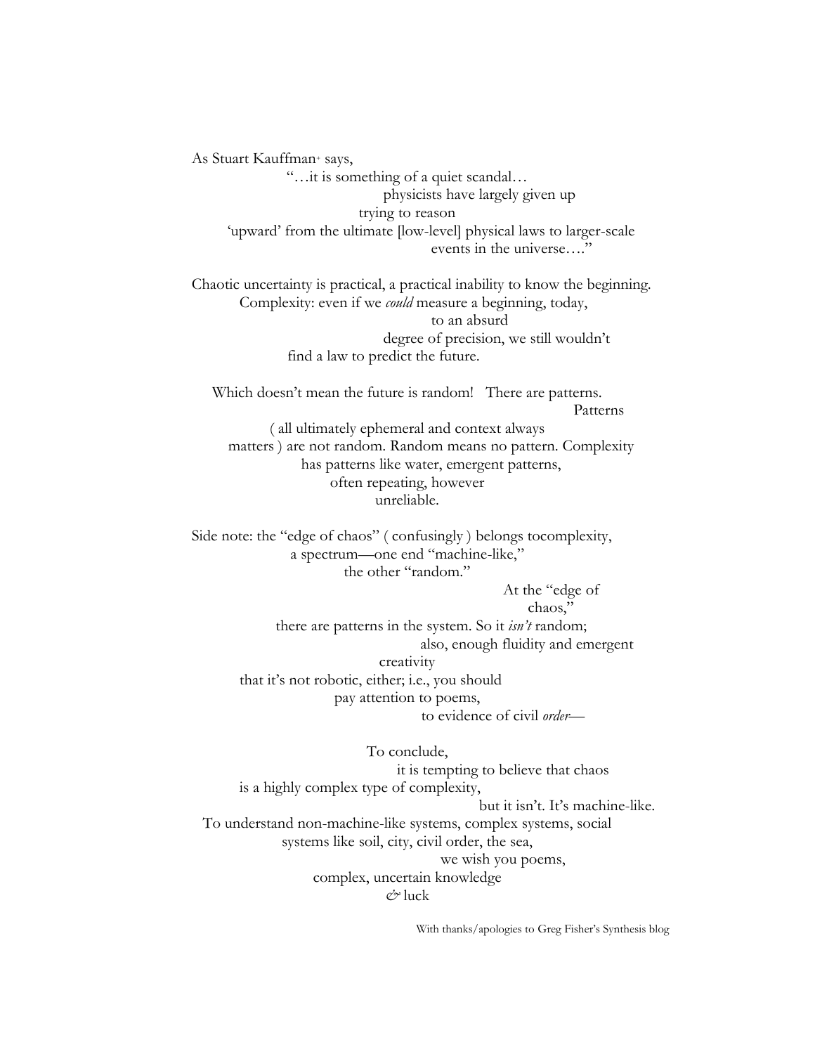As Stuart Kauffman[+] says,
"…it is something of a quiet scandal…
physicists have largely given up
trying to reason
'upward' from the ultimate [low-level] physical laws to larger-scale
events in the universe…."

Chaotic uncertainty is practical, a practical inability to know the beginning.
Complexity: even if we *could* measure a beginning, today,
to an absurd
degree of precision, we still wouldn't
find a law to predict the future.

Which doesn't mean the future is random! There are patterns.
Patterns
( all ultimately ephemeral and context always
matters ) are not random. Random means no pattern. Complexity
has patterns like water, emergent patterns,
often repeating, however
unreliable.

Side note: the "edge of chaos" ( confusingly ) belongs tocomplexity,
a spectrum—one end "machine-like,"
the other "random."
At the "edge of
chaos,"
there are patterns in the system. So it *isn't* random;
also, enough fluidity and emergent
creativity
that it's not robotic, either; i.e., you should
pay attention to poems,
to evidence of civil *order*—

To conclude,
it is tempting to believe that chaos
is a highly complex type of complexity,
but it isn't. It's machine-like.
To understand non-machine-like systems, complex systems, social
systems like soil, city, civil order, the sea,
we wish you poems,
complex, uncertain knowledge
*&* luck

With thanks/apologies to Greg Fisher's Synthesis blog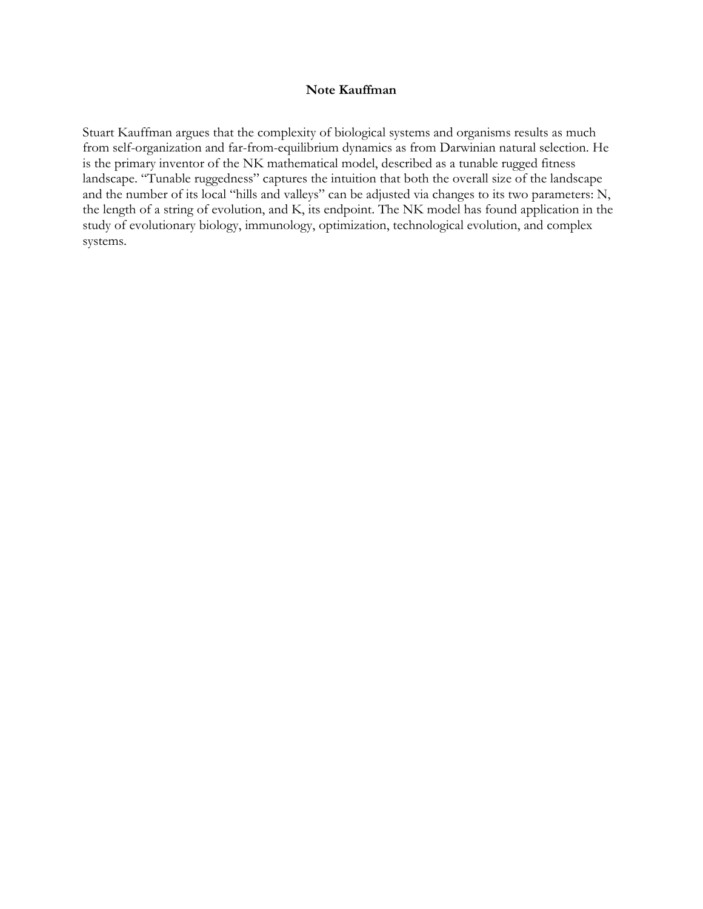**Note Kauffman**

Stuart Kauffman argues that the complexity of biological systems and organisms results as much from self-organization and far-from-equilibrium dynamics as from Darwinian natural selection. He is the primary inventor of the NK mathematical model, described as a tunable rugged fitness landscape. "Tunable ruggedness" captures the intuition that both the overall size of the landscape and the number of its local "hills and valleys" can be adjusted via changes to its two parameters: N, the length of a string of evolution, and K, its endpoint. The NK model has found application in the study of evolutionary biology, immunology, optimization, technological evolution, and complex systems.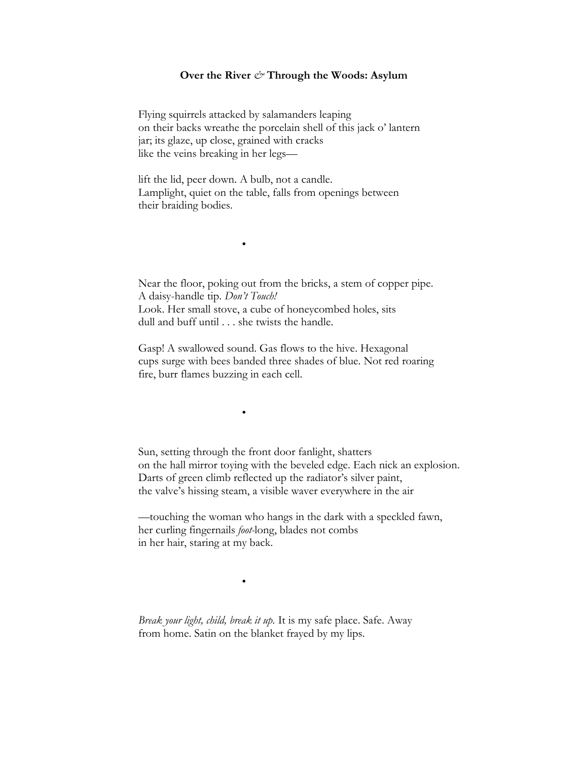### **Over the River *&* Through the Woods: Asylum**

Flying squirrels attacked by salamanders leaping
on their backs wreathe the porcelain shell of this jack o' lantern
jar; its glaze, up close, grained with cracks
like the veins breaking in her legs—

lift the lid, peer down. A bulb, not a candle.
Lamplight, quiet on the table, falls from openings between
their braiding bodies.

•

Near the floor, poking out from the bricks, a stem of copper pipe.
A daisy-handle tip. *Don't Touch!*
Look. Her small stove, a cube of honeycombed holes, sits
dull and buff until . . . she twists the handle.

Gasp! A swallowed sound. Gas flows to the hive. Hexagonal
cups surge with bees banded three shades of blue. Not red roaring
fire, burr flames buzzing in each cell.

•

Sun, setting through the front door fanlight, shatters
on the hall mirror toying with the beveled edge. Each nick an explosion.
Darts of green climb reflected up the radiator's silver paint,
the valve's hissing steam, a visible waver everywhere in the air

—touching the woman who hangs in the dark with a speckled fawn,
her curling fingernails *foot*-long, blades not combs
in her hair, staring at my back.

•

*Break your light, child, break it up.* It is my safe place. Safe. Away
from home. Satin on the blanket frayed by my lips.